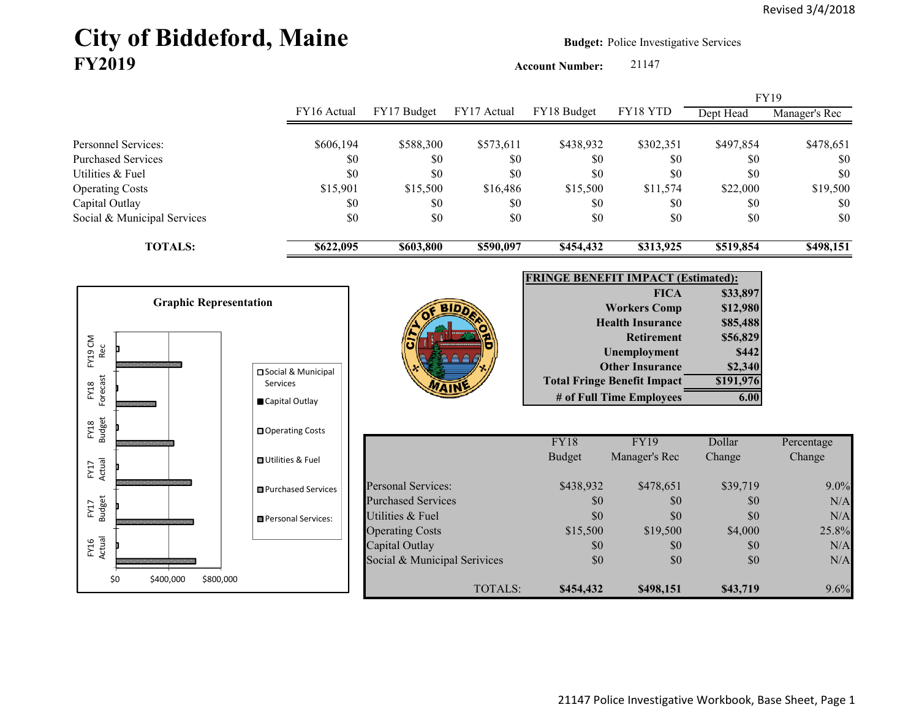Revised 3/4/2018

# City of Biddeford, Maine
## FY2019

**Budget:** Police Investigative Services

**Account Number:** 21147

| | FY16 Actual | FY17 Budget | FY17 Actual | FY18 Budget | FY18 YTD | FY19 Dept Head | FY19 Manager's Rec |
|---|---|---|---|---|---|---|---|
| Personnel Services: | $606,194 | $588,300 | $573,611 | $438,932 | $302,351 | $497,854 | $478,651 |
| Purchased Services | $0 | $0 | $0 | $0 | $0 | $0 | $0 |
| Utilities & Fuel | $0 | $0 | $0 | $0 | $0 | $0 | $0 |
| Operating Costs | $15,901 | $15,500 | $16,486 | $15,500 | $11,574 | $22,000 | $19,500 |
| Capital Outlay | $0 | $0 | $0 | $0 | $0 | $0 | $0 |
| Social & Municipal Services | $0 | $0 | $0 | $0 | $0 | $0 | $0 |
| **TOTALS:** | **$622,095** | **$603,800** | **$590,097** | **$454,432** | **$313,925** | **$519,854** | **$498,151** |

**Graphic Representation**

(Horizontal bar chart: FY16 Actual, FY17 Budget, FY17 Actual, FY18 Budget, FY18 Forecast, FY19 CM Rec; axis $0, $400,000, $800,000; legend: Social & Municipal Services, Capital Outlay, Operating Costs, Utilities & Fuel, Purchased Services, Personal Services:)

| **FRINGE BENEFIT IMPACT (Estimated):** | |
|---|---|
| **FICA** | **$33,897** |
| **Workers Comp** | **$12,980** |
| **Health Insurance** | **$85,488** |
| **Retirement** | **$56,829** |
| **Unemployment** | **$442** |
| **Other Insurance** | **$2,340** |
| **Total Fringe Benefit Impact** | **$191,976** |
| **# of Full Time Employees** | **6.00** |

| | FY18 Budget | FY19 Manager's Rec | Dollar Change | Percentage Change |
|---|---|---|---|---|
| Personal Services: | $438,932 | $478,651 | $39,719 | 9.0% |
| Purchased Services | $0 | $0 | $0 | N/A |
| Utilities & Fuel | $0 | $0 | $0 | N/A |
| Operating Costs | $15,500 | $19,500 | $4,000 | 25.8% |
| Capital Outlay | $0 | $0 | $0 | N/A |
| Social & Municipal Services | $0 | $0 | $0 | N/A |
| TOTALS: | **$454,432** | **$498,151** | **$43,719** | 9.6% |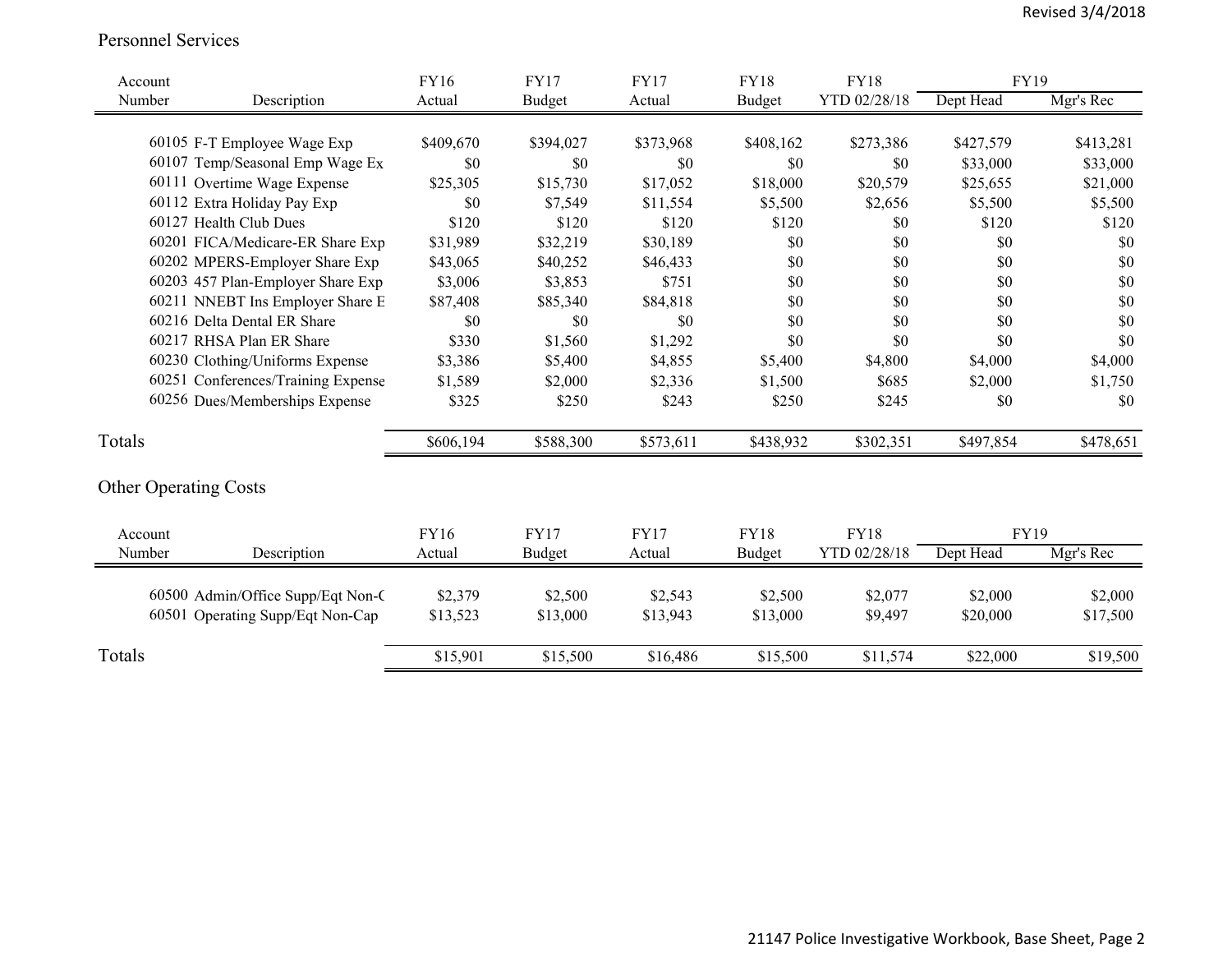Revised 3/4/2018

## Personnel Services

| Account Number | Description | FY16 Actual | FY17 Budget | FY17 Actual | FY18 Budget | FY18 YTD 02/28/18 | FY19 Dept Head | FY19 Mgr's Rec |
|---|---|---|---|---|---|---|---|---|
| 60105 | F-T Employee Wage Exp | $409,670 | $394,027 | $373,968 | $408,162 | $273,386 | $427,579 | $413,281 |
| 60107 | Temp/Seasonal Emp Wage Ex | $0 | $0 | $0 | $0 | $0 | $33,000 | $33,000 |
| 60111 | Overtime Wage Expense | $25,305 | $15,730 | $17,052 | $18,000 | $20,579 | $25,655 | $21,000 |
| 60112 | Extra Holiday Pay Exp | $0 | $7,549 | $11,554 | $5,500 | $2,656 | $5,500 | $5,500 |
| 60127 | Health Club Dues | $120 | $120 | $120 | $120 | $0 | $120 | $120 |
| 60201 | FICA/Medicare-ER Share Exp | $31,989 | $32,219 | $30,189 | $0 | $0 | $0 | $0 |
| 60202 | MPERS-Employer Share Exp | $43,065 | $40,252 | $46,433 | $0 | $0 | $0 | $0 |
| 60203 | 457 Plan-Employer Share Exp | $3,006 | $3,853 | $751 | $0 | $0 | $0 | $0 |
| 60211 | NNEBT Ins Employer Share E | $87,408 | $85,340 | $84,818 | $0 | $0 | $0 | $0 |
| 60216 | Delta Dental ER Share | $0 | $0 | $0 | $0 | $0 | $0 | $0 |
| 60217 | RHSA Plan ER Share | $330 | $1,560 | $1,292 | $0 | $0 | $0 | $0 |
| 60230 | Clothing/Uniforms Expense | $3,386 | $5,400 | $4,855 | $5,400 | $4,800 | $4,000 | $4,000 |
| 60251 | Conferences/Training Expense | $1,589 | $2,000 | $2,336 | $1,500 | $685 | $2,000 | $1,750 |
| 60256 | Dues/Memberships Expense | $325 | $250 | $243 | $250 | $245 | $0 | $0 |
| **Totals** | | $606,194 | $588,300 | $573,611 | $438,932 | $302,351 | $497,854 | $478,651 |

## Other Operating Costs

| Account Number | Description | FY16 Actual | FY17 Budget | FY17 Actual | FY18 Budget | FY18 YTD 02/28/18 | FY19 Dept Head | FY19 Mgr's Rec |
|---|---|---|---|---|---|---|---|---|
| 60500 | Admin/Office Supp/Eqt Non-C | $2,379 | $2,500 | $2,543 | $2,500 | $2,077 | $2,000 | $2,000 |
| 60501 | Operating Supp/Eqt Non-Cap | $13,523 | $13,000 | $13,943 | $13,000 | $9,497 | $20,000 | $17,500 |
| **Totals** | | $15,901 | $15,500 | $16,486 | $15,500 | $11,574 | $22,000 | $19,500 |

21147 Police Investigative Workbook, Base Sheet, Page 2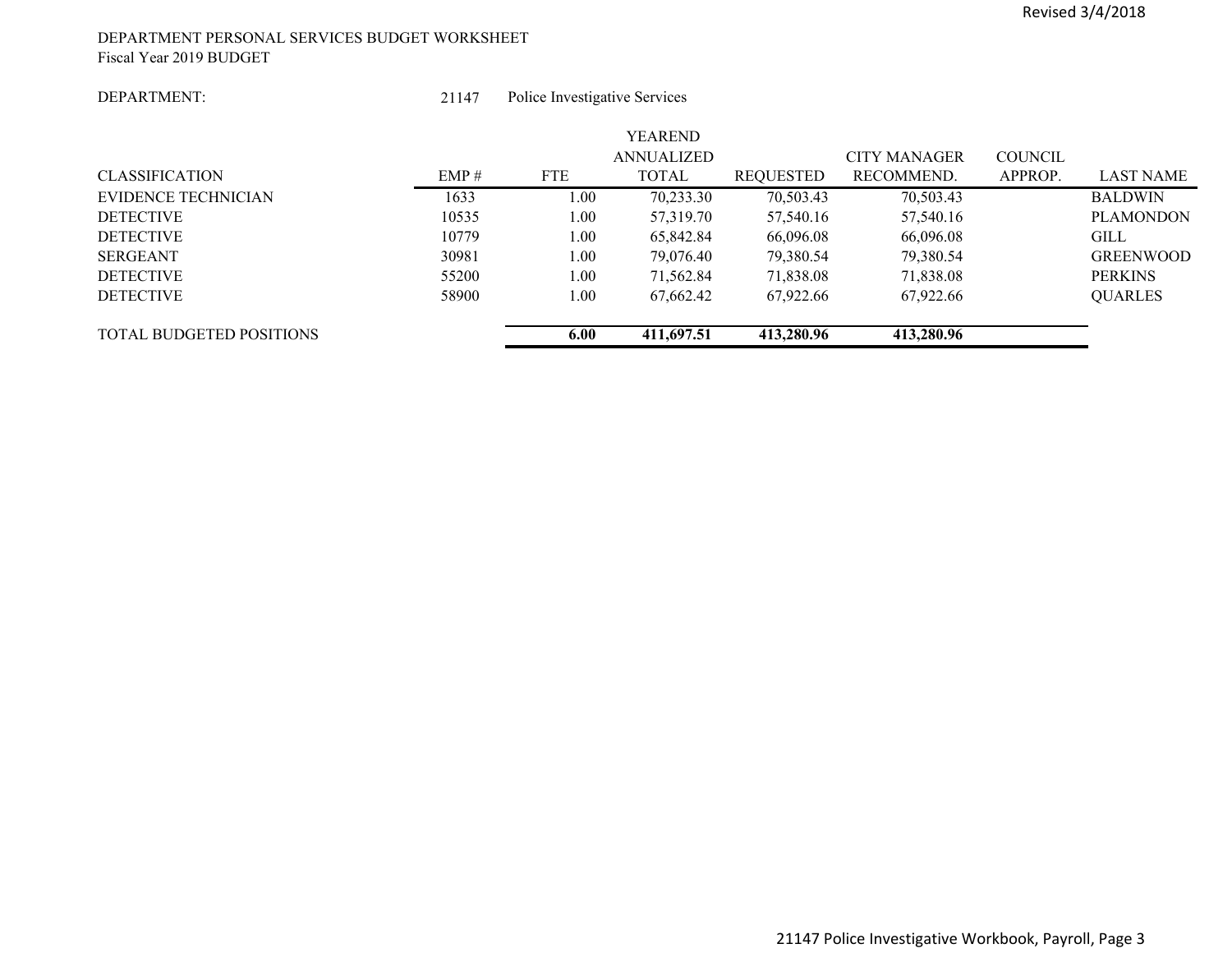Revised 3/4/2018

DEPARTMENT PERSONAL SERVICES BUDGET WORKSHEET
Fiscal Year 2019 BUDGET

DEPARTMENT: 21147 Police Investigative Services

| CLASSIFICATION | EMP # | FTE | YEAREND ANNUALIZED TOTAL | REQUESTED | CITY MANAGER RECOMMEND. | COUNCIL APPROP. | LAST NAME |
|---|---|---|---|---|---|---|---|
| EVIDENCE TECHNICIAN | 1633 | 1.00 | 70,233.30 | 70,503.43 | 70,503.43 | | BALDWIN |
| DETECTIVE | 10535 | 1.00 | 57,319.70 | 57,540.16 | 57,540.16 | | PLAMONDON |
| DETECTIVE | 10779 | 1.00 | 65,842.84 | 66,096.08 | 66,096.08 | | GILL |
| SERGEANT | 30981 | 1.00 | 79,076.40 | 79,380.54 | 79,380.54 | | GREENWOOD |
| DETECTIVE | 55200 | 1.00 | 71,562.84 | 71,838.08 | 71,838.08 | | PERKINS |
| DETECTIVE | 58900 | 1.00 | 67,662.42 | 67,922.66 | 67,922.66 | | QUARLES |
| TOTAL BUDGETED POSITIONS | | **6.00** | **411,697.51** | **413,280.96** | **413,280.96** | | |

21147 Police Investigative Workbook, Payroll, Page 3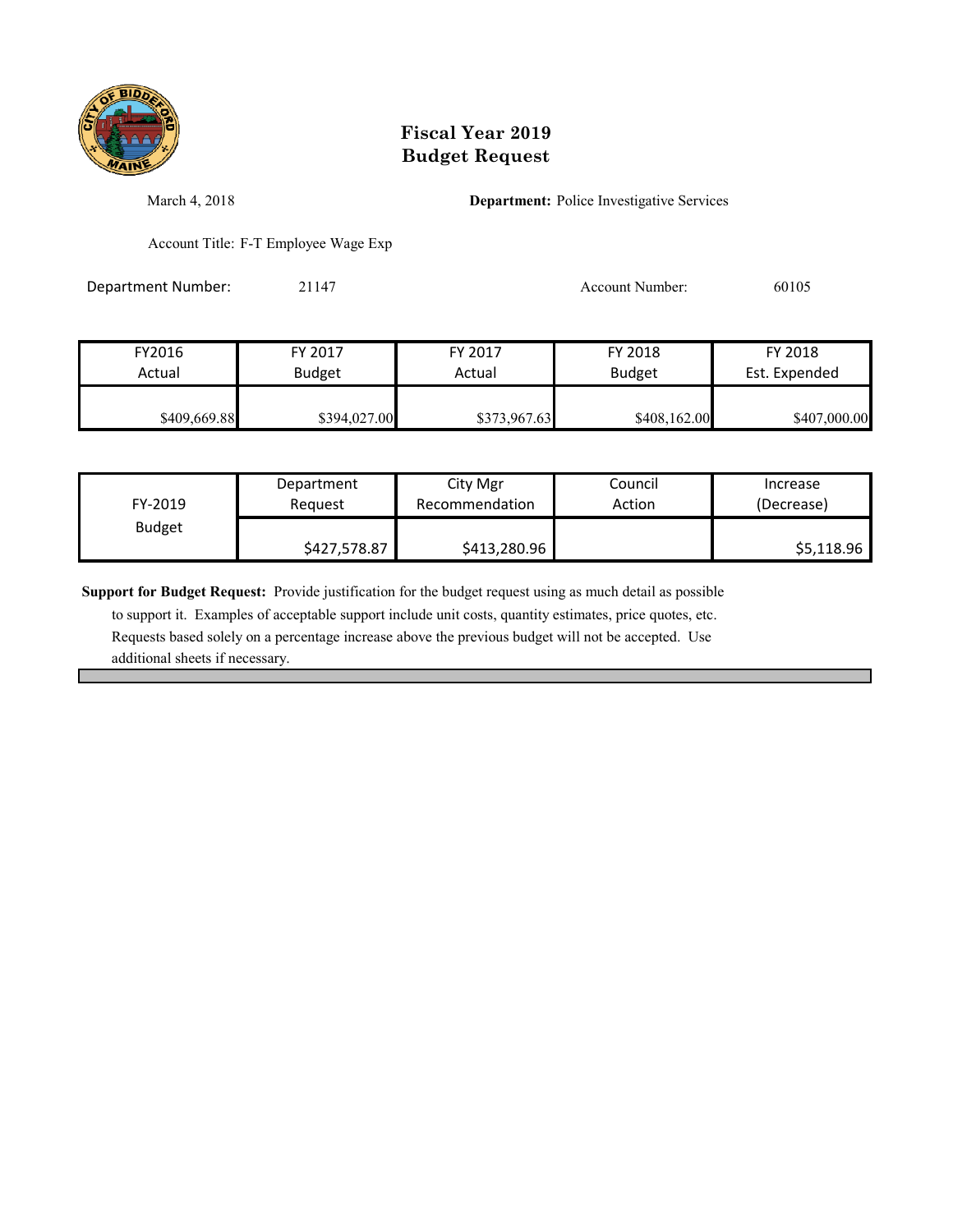# Fiscal Year 2019
# Budget Request

March 4, 2018

**Department:** Police Investigative Services

Account Title: F-T Employee Wage Exp

Department Number: 21147

Account Number: 60105

| FY2016 Actual | FY 2017 Budget | FY 2017 Actual | FY 2018 Budget | FY 2018 Est. Expended |
|---|---|---|---|---|
| $409,669.88 | $394,027.00 | $373,967.63 | $408,162.00 | $407,000.00 |

| FY-2019 Budget | Department Request | City Mgr Recommendation | Council Action | Increase (Decrease) |
|---|---|---|---|---|
| | $427,578.87 | $413,280.96 | | $5,118.96 |

**Support for Budget Request:** Provide justification for the budget request using as much detail as possible to support it. Examples of acceptable support include unit costs, quantity estimates, price quotes, etc. Requests based solely on a percentage increase above the previous budget will not be accepted. Use additional sheets if necessary.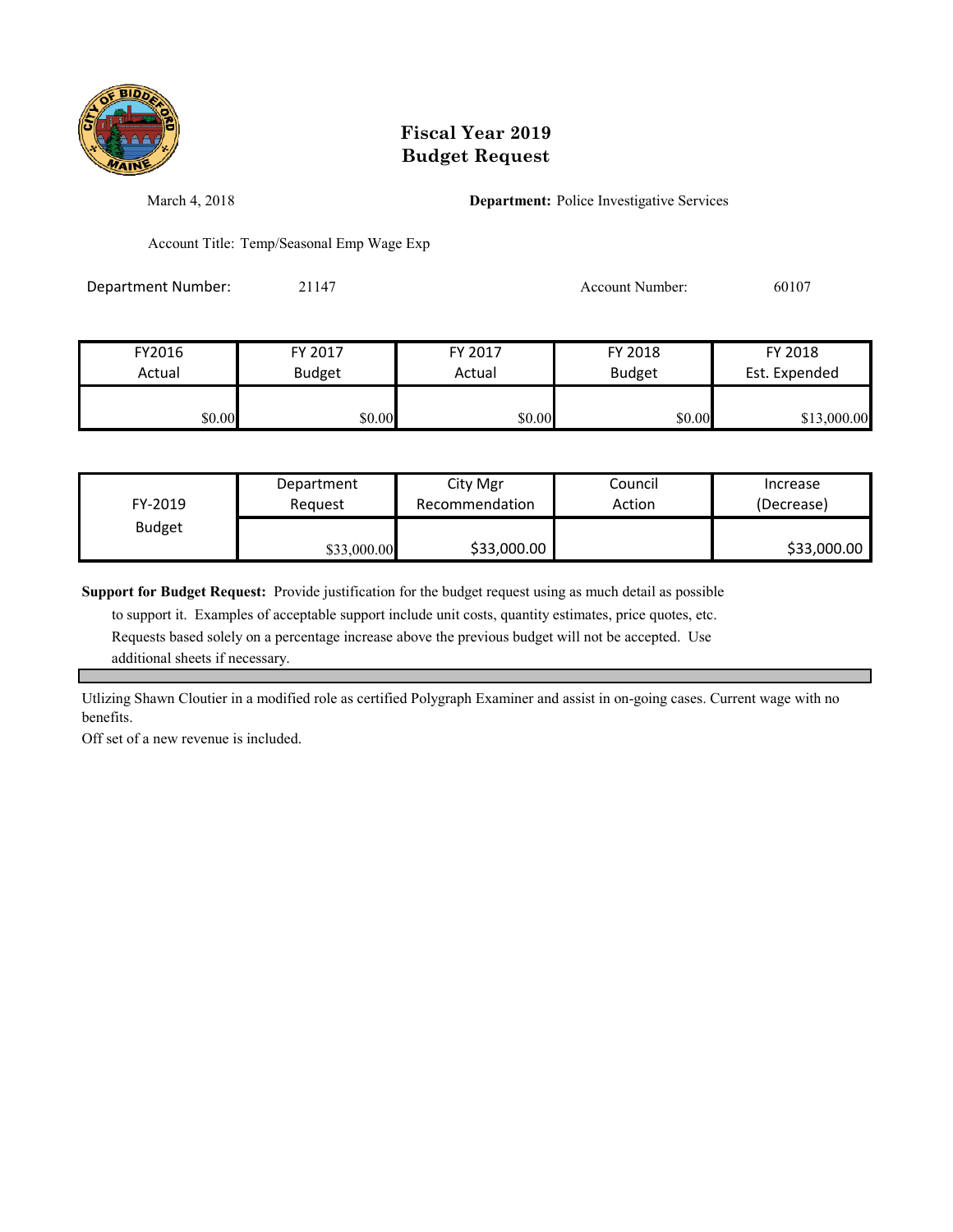# Fiscal Year 2019
# Budget Request

March 4, 2018

**Department:** Police Investigative Services

Account Title: Temp/Seasonal Emp Wage Exp

Department Number: 21147

Account Number: 60107

| FY2016 Actual | FY 2017 Budget | FY 2017 Actual | FY 2018 Budget | FY 2018 Est. Expended |
|---|---|---|---|---|
| $0.00 | $0.00 | $0.00 | $0.00 | $13,000.00 |

| FY-2019 Budget | Department Request | City Mgr Recommendation | Council Action | Increase (Decrease) |
|---|---|---|---|---|
| | $33,000.00 | $33,000.00 | | $33,000.00 |

**Support for Budget Request:** Provide justification for the budget request using as much detail as possible to support it. Examples of acceptable support include unit costs, quantity estimates, price quotes, etc. Requests based solely on a percentage increase above the previous budget will not be accepted. Use additional sheets if necessary.

Utlizing Shawn Cloutier in a modified role as certified Polygraph Examiner and assist in on-going cases. Current wage with no benefits.

Off set of a new revenue is included.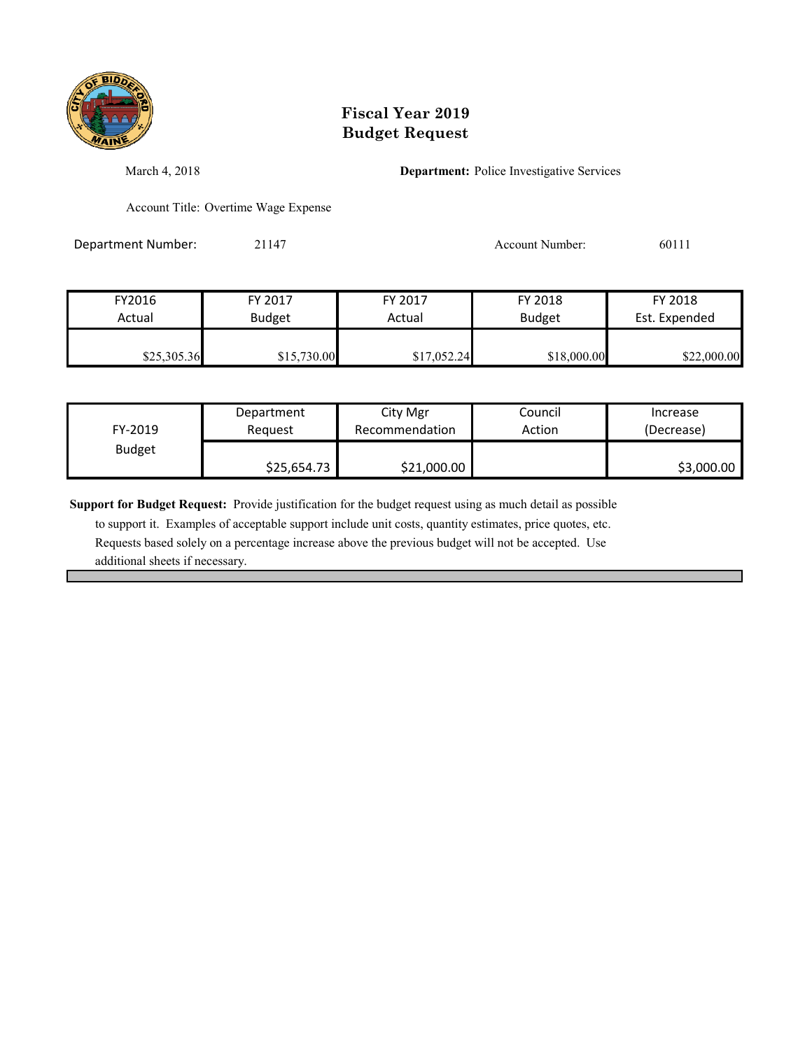# Fiscal Year 2019
# Budget Request

March 4, 2018

**Department:** Police Investigative Services

Account Title: Overtime Wage Expense

Department Number: 21147

Account Number: 60111

| FY2016 Actual | FY 2017 Budget | FY 2017 Actual | FY 2018 Budget | FY 2018 Est. Expended |
|---|---|---|---|---|
| $25,305.36 | $15,730.00 | $17,052.24 | $18,000.00 | $22,000.00 |

| FY-2019 Budget | Department Request | City Mgr Recommendation | Council Action | Increase (Decrease) |
|---|---|---|---|---|
| | $25,654.73 | $21,000.00 | | $3,000.00 |

**Support for Budget Request:** Provide justification for the budget request using as much detail as possible to support it. Examples of acceptable support include unit costs, quantity estimates, price quotes, etc. Requests based solely on a percentage increase above the previous budget will not be accepted. Use additional sheets if necessary.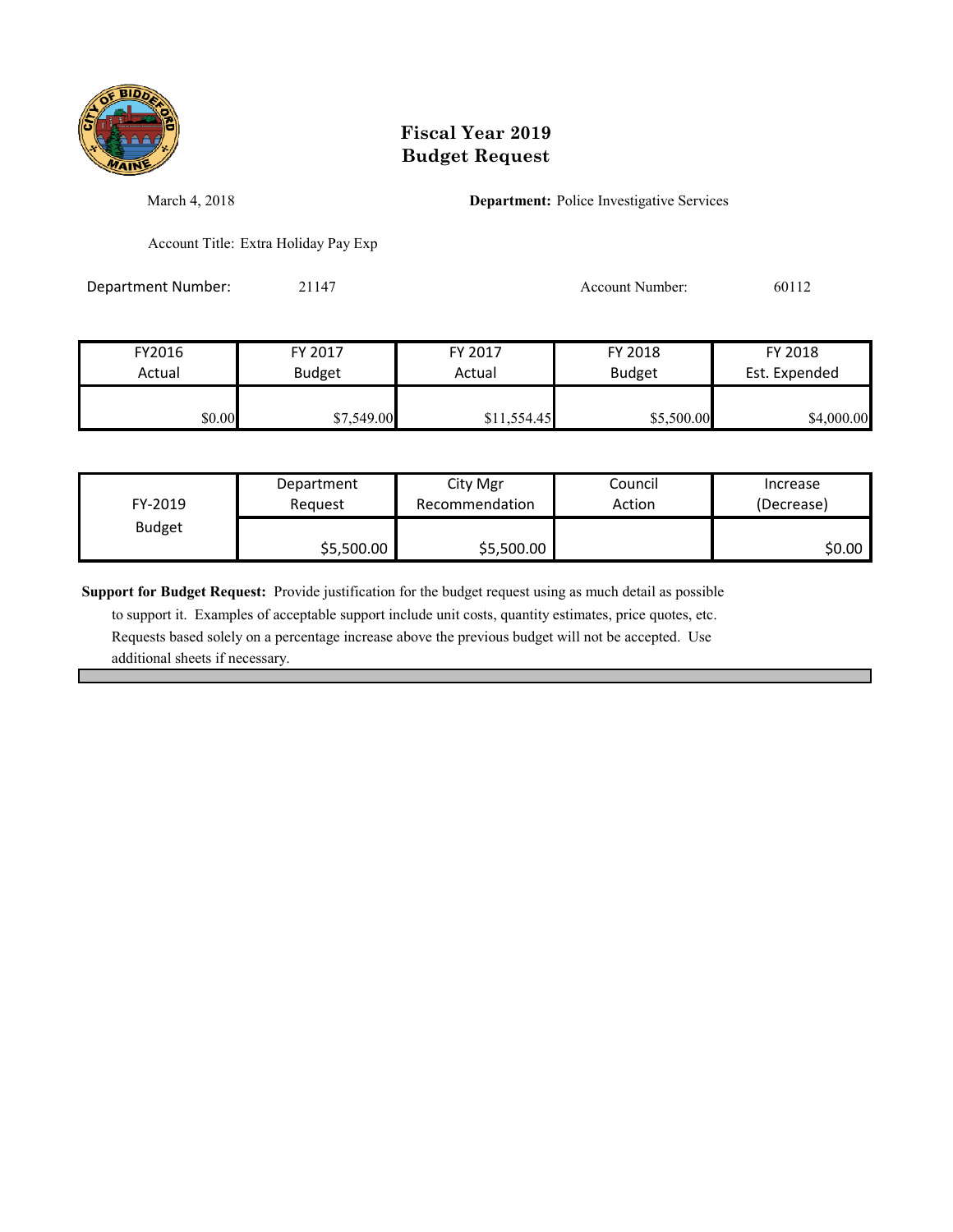# Fiscal Year 2019
# Budget Request

March 4, 2018

**Department:** Police Investigative Services

Account Title: Extra Holiday Pay Exp

Department Number: 21147

Account Number: 60112

| FY2016 Actual | FY 2017 Budget | FY 2017 Actual | FY 2018 Budget | FY 2018 Est. Expended |
|---|---|---|---|---|
| $0.00 | $7,549.00 | $11,554.45 | $5,500.00 | $4,000.00 |

| FY-2019 Budget | Department Request | City Mgr Recommendation | Council Action | Increase (Decrease) |
|---|---|---|---|---|
| | $5,500.00 | $5,500.00 | | $0.00 |

**Support for Budget Request:** Provide justification for the budget request using as much detail as possible to support it. Examples of acceptable support include unit costs, quantity estimates, price quotes, etc. Requests based solely on a percentage increase above the previous budget will not be accepted. Use additional sheets if necessary.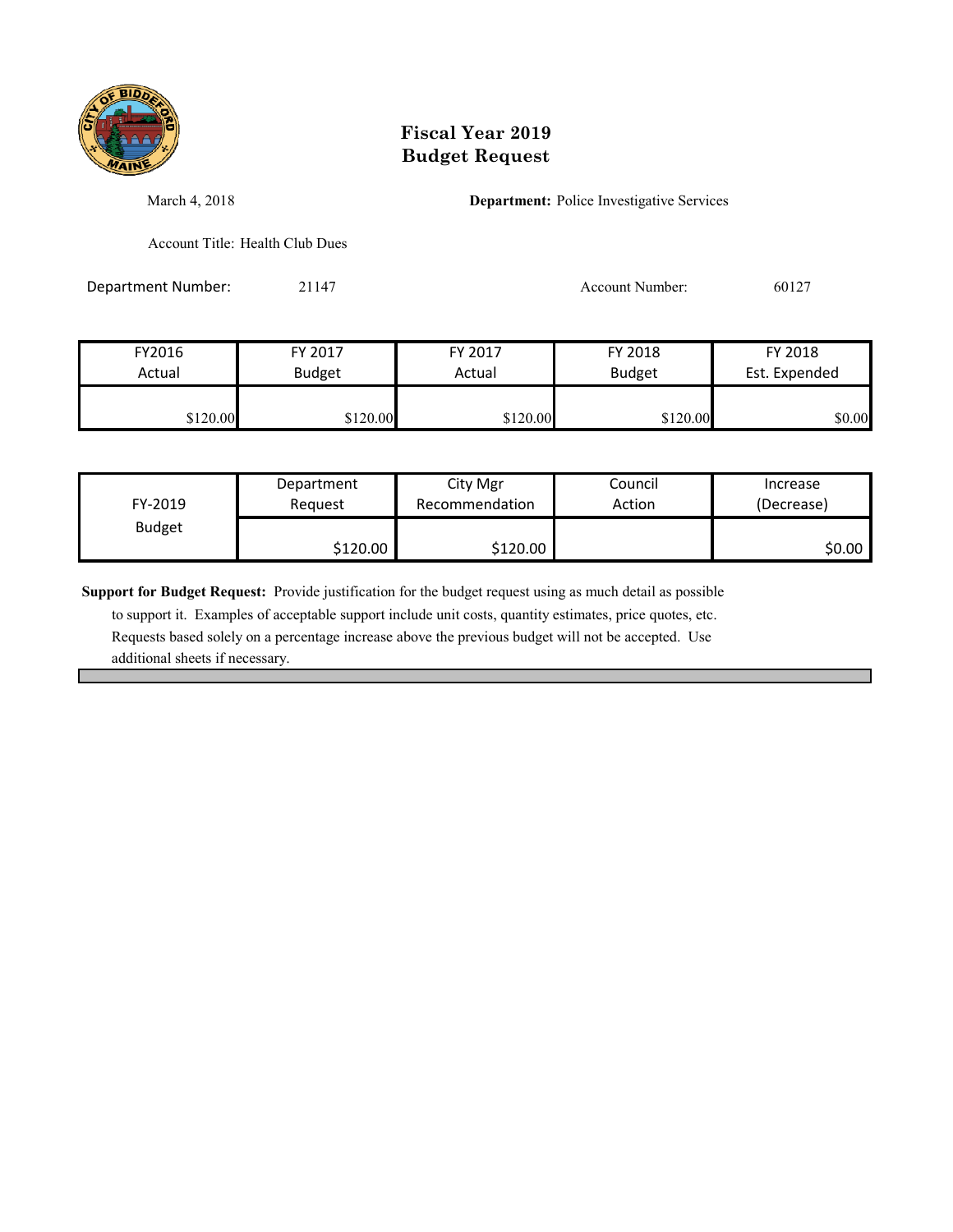# Fiscal Year 2019
# Budget Request

March 4, 2018

**Department:** Police Investigative Services

Account Title: Health Club Dues

Department Number: 21147

Account Number: 60127

| FY2016 Actual | FY 2017 Budget | FY 2017 Actual | FY 2018 Budget | FY 2018 Est. Expended |
|---|---|---|---|---|
| $120.00 | $120.00 | $120.00 | $120.00 | $0.00 |

| FY-2019 Budget | Department Request | City Mgr Recommendation | Council Action | Increase (Decrease) |
|---|---|---|---|---|
| | $120.00 | $120.00 | | $0.00 |

**Support for Budget Request:** Provide justification for the budget request using as much detail as possible to support it. Examples of acceptable support include unit costs, quantity estimates, price quotes, etc. Requests based solely on a percentage increase above the previous budget will not be accepted. Use additional sheets if necessary.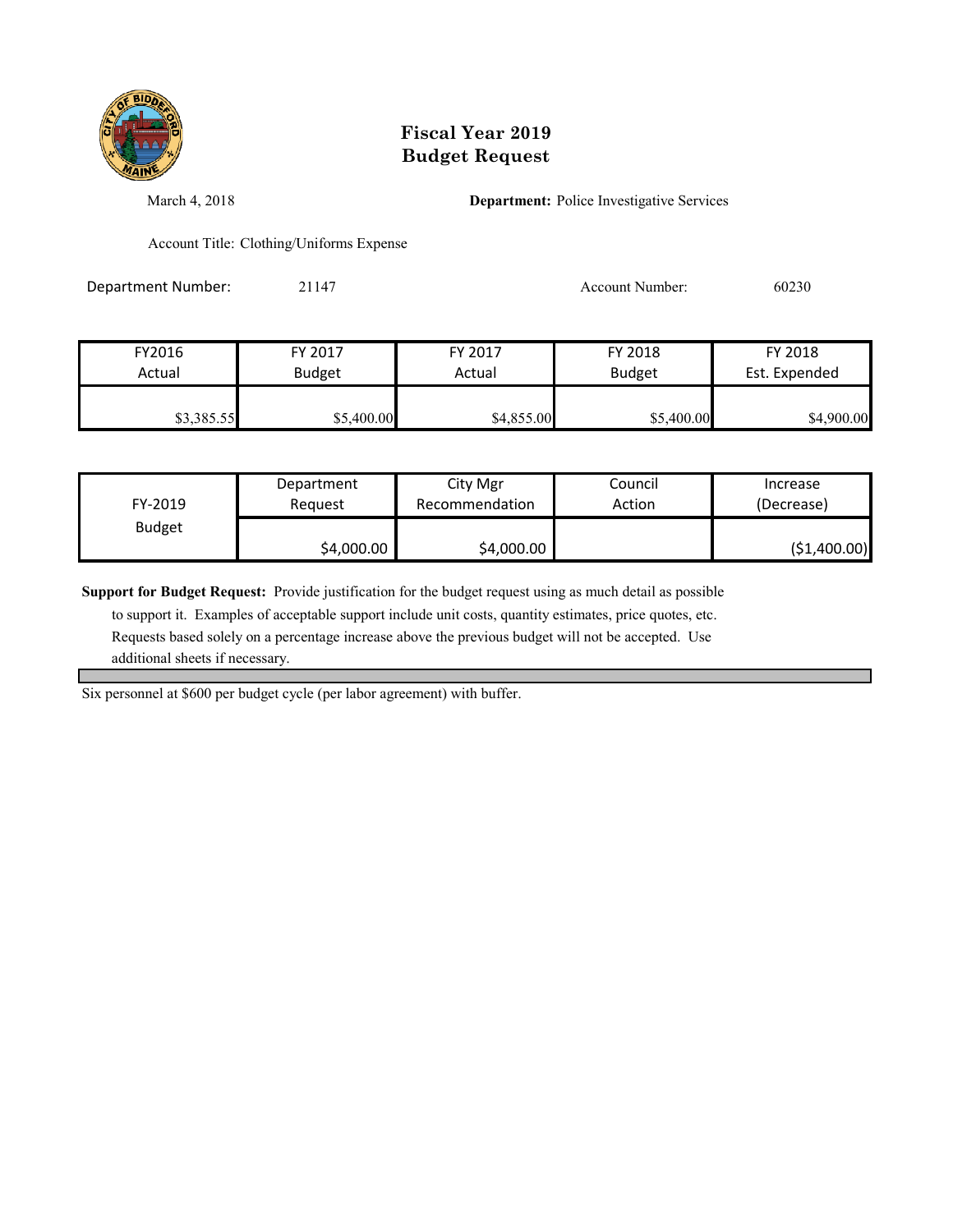# Fiscal Year 2019
# Budget Request

March 4, 2018

**Department:** Police Investigative Services

Account Title: Clothing/Uniforms Expense

Department Number: 21147

Account Number: 60230

| FY2016 Actual | FY 2017 Budget | FY 2017 Actual | FY 2018 Budget | FY 2018 Est. Expended |
|---|---|---|---|---|
| $3,385.55 | $5,400.00 | $4,855.00 | $5,400.00 | $4,900.00 |

| FY-2019 Budget | Department Request | City Mgr Recommendation | Council Action | Increase (Decrease) |
|---|---|---|---|---|
| | $4,000.00 | $4,000.00 | | ($1,400.00) |

**Support for Budget Request:** Provide justification for the budget request using as much detail as possible to support it. Examples of acceptable support include unit costs, quantity estimates, price quotes, etc. Requests based solely on a percentage increase above the previous budget will not be accepted. Use additional sheets if necessary.

Six personnel at $600 per budget cycle (per labor agreement) with buffer.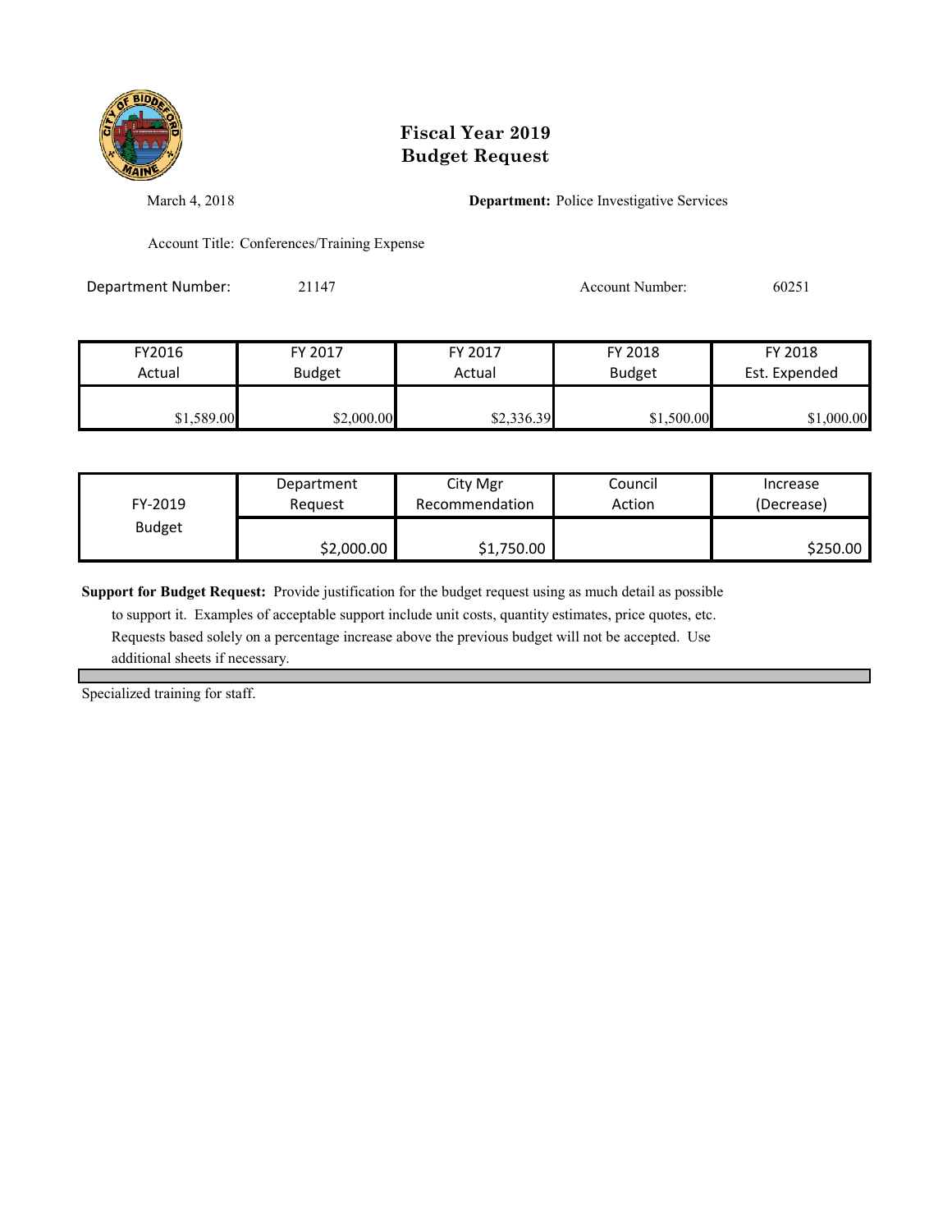# Fiscal Year 2019
# Budget Request

March 4, 2018

**Department:** Police Investigative Services

Account Title: Conferences/Training Expense

Department Number: 21147

Account Number: 60251

| FY2016 Actual | FY 2017 Budget | FY 2017 Actual | FY 2018 Budget | FY 2018 Est. Expended |
|---|---|---|---|---|
| $1,589.00 | $2,000.00 | $2,336.39 | $1,500.00 | $1,000.00 |

| FY-2019 Budget | Department Request | City Mgr Recommendation | Council Action | Increase (Decrease) |
|---|---|---|---|---|
| | $2,000.00 | $1,750.00 | | $250.00 |

**Support for Budget Request:** Provide justification for the budget request using as much detail as possible to support it. Examples of acceptable support include unit costs, quantity estimates, price quotes, etc. Requests based solely on a percentage increase above the previous budget will not be accepted. Use additional sheets if necessary.

Specialized training for staff.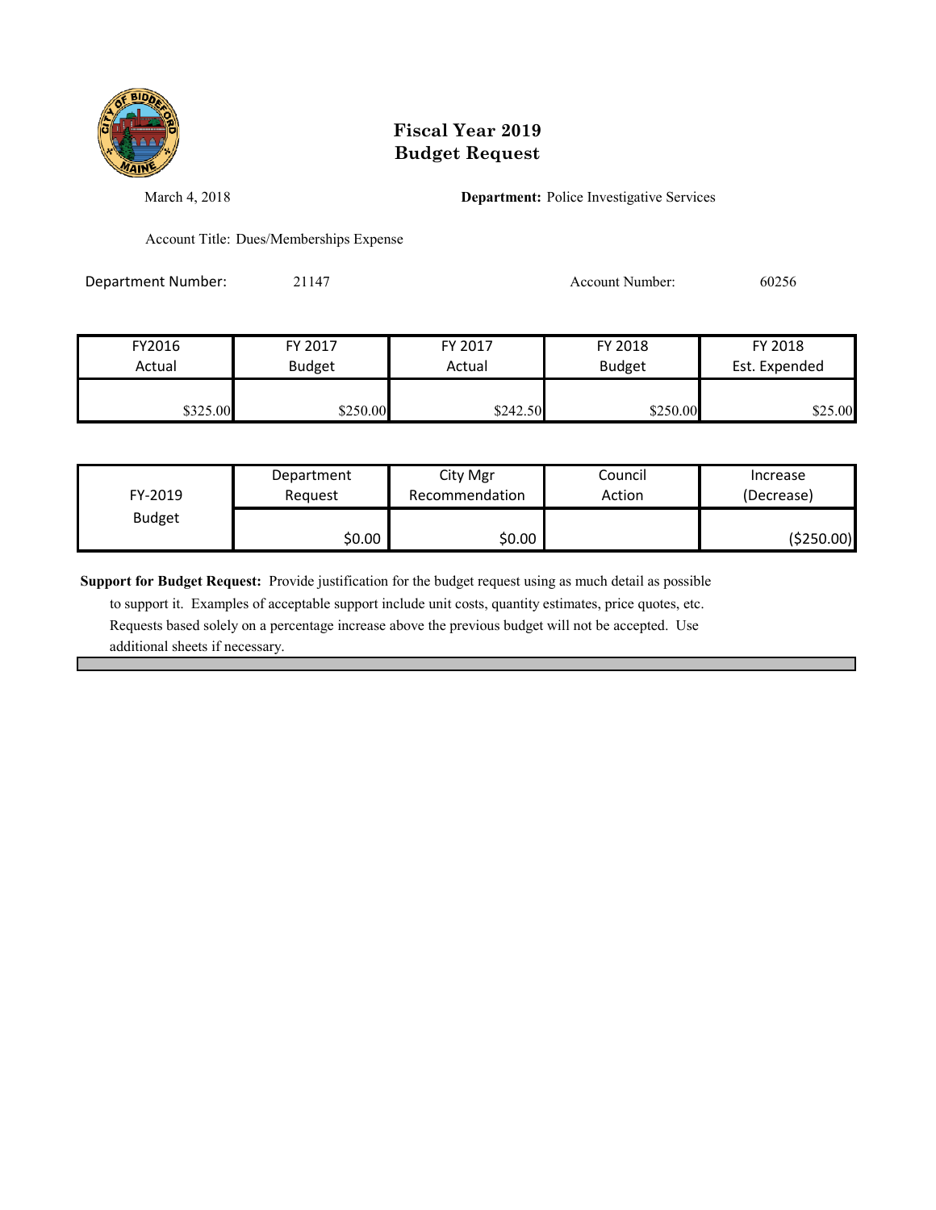# Fiscal Year 2019
# Budget Request

March 4, 2018

**Department:** Police Investigative Services

Account Title: Dues/Memberships Expense

Department Number: 21147

Account Number: 60256

| FY2016 Actual | FY 2017 Budget | FY 2017 Actual | FY 2018 Budget | FY 2018 Est. Expended |
|---|---|---|---|---|
| $325.00 | $250.00 | $242.50 | $250.00 | $25.00 |

| FY-2019 Budget | Department Request | City Mgr Recommendation | Council Action | Increase (Decrease) |
|---|---|---|---|---|
| | $0.00 | $0.00 | | ($250.00) |

**Support for Budget Request:** Provide justification for the budget request using as much detail as possible to support it. Examples of acceptable support include unit costs, quantity estimates, price quotes, etc. Requests based solely on a percentage increase above the previous budget will not be accepted. Use additional sheets if necessary.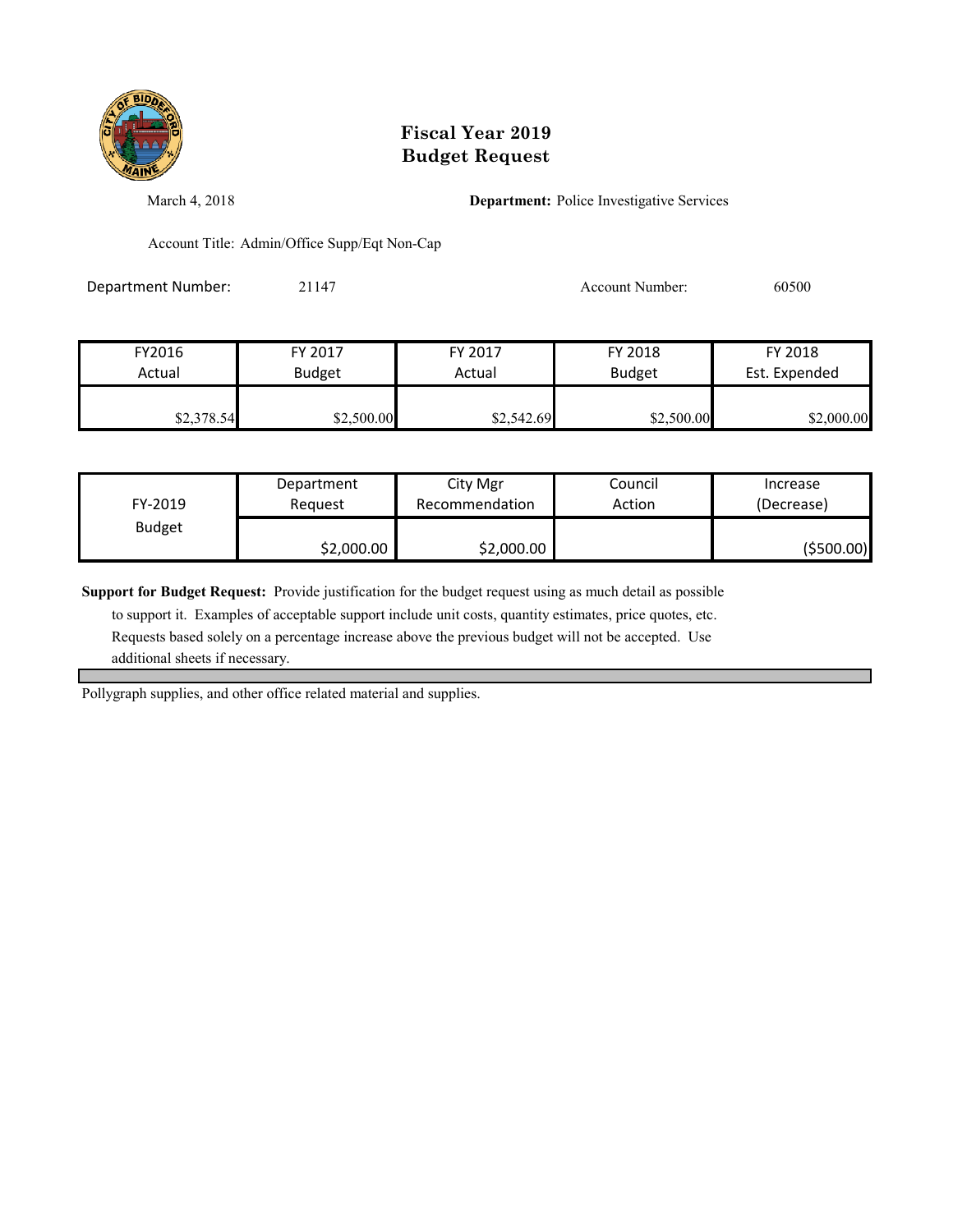# Fiscal Year 2019
# Budget Request

March 4, 2018

**Department:** Police Investigative Services

Account Title: Admin/Office Supp/Eqt Non-Cap

Department Number: 21147

Account Number: 60500

| FY2016 Actual | FY 2017 Budget | FY 2017 Actual | FY 2018 Budget | FY 2018 Est. Expended |
|---|---|---|---|---|
| $2,378.54 | $2,500.00 | $2,542.69 | $2,500.00 | $2,000.00 |

| FY-2019 Budget | Department Request | City Mgr Recommendation | Council Action | Increase (Decrease) |
|---|---|---|---|---|
| | $2,000.00 | $2,000.00 | | ($500.00) |

**Support for Budget Request:** Provide justification for the budget request using as much detail as possible to support it. Examples of acceptable support include unit costs, quantity estimates, price quotes, etc. Requests based solely on a percentage increase above the previous budget will not be accepted. Use additional sheets if necessary.

Pollygraph supplies, and other office related material and supplies.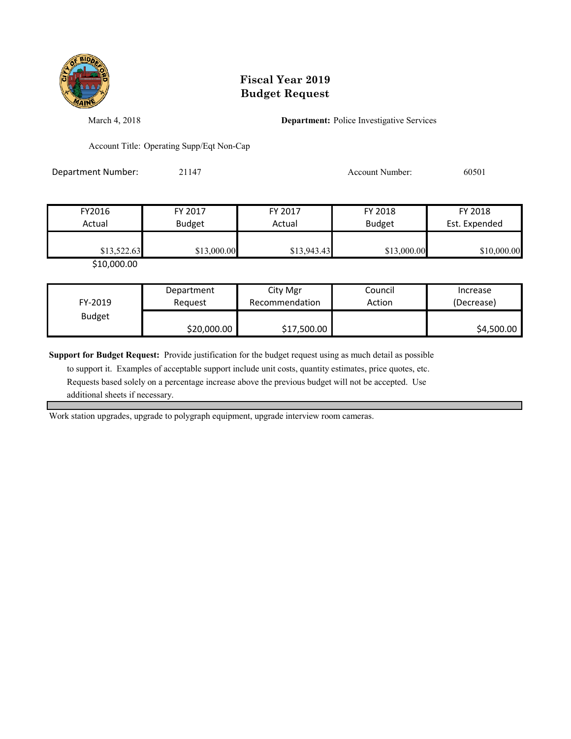# Fiscal Year 2019
# Budget Request

March 4, 2018

**Department:** Police Investigative Services

Account Title: Operating Supp/Eqt Non-Cap

Department Number: 21147

Account Number: 60501

| FY2016 Actual | FY 2017 Budget | FY 2017 Actual | FY 2018 Budget | FY 2018 Est. Expended |
|---|---|---|---|---|
| $13,522.63 | $13,000.00 | $13,943.43 | $13,000.00 | $10,000.00 |

$10,000.00

| FY-2019 Budget | Department Request | City Mgr Recommendation | Council Action | Increase (Decrease) |
|---|---|---|---|---|
| | $20,000.00 | $17,500.00 | | $4,500.00 |

**Support for Budget Request:** Provide justification for the budget request using as much detail as possible to support it. Examples of acceptable support include unit costs, quantity estimates, price quotes, etc. Requests based solely on a percentage increase above the previous budget will not be accepted. Use additional sheets if necessary.

Work station upgrades, upgrade to polygraph equipment, upgrade interview room cameras.